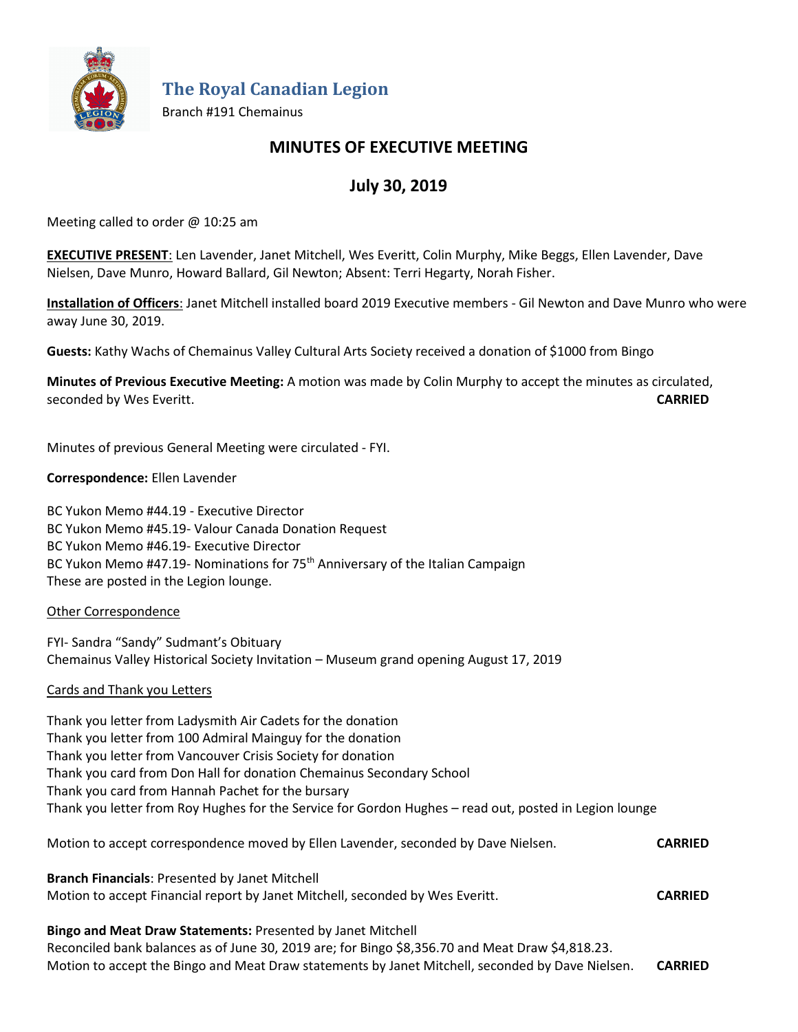# The Royal Canadian Legion

Branch #191 Chemainus

## MINUTES OF EXECUTIVE MEETING

## July 30, 2019

Meeting called to order @ 10:25 am

**EXECUTIVE PRESENT**: Len Lavender, Janet Mitchell, Wes Everitt, Colin Murphy, Mike Beggs, Ellen Lavender, Dave Nielsen, Dave Munro, Howard Ballard, Gil Newton; Absent: Terri Hegarty, Norah Fisher.

**Installation of Officers**: Janet Mitchell installed board 2019 Executive members - Gil Newton and Dave Munro who were away June 30, 2019.

**Guests:** Kathy Wachs of Chemainus Valley Cultural Arts Society received a donation of $1000 from Bingo

**Minutes of Previous Executive Meeting:** A motion was made by Colin Murphy to accept the minutes as circulated, seconded by Wes Everitt. **CARRIED**

Minutes of previous General Meeting were circulated - FYI.

**Correspondence:** Ellen Lavender

BC Yukon Memo #44.19 - Executive Director
BC Yukon Memo #45.19- Valour Canada Donation Request
BC Yukon Memo #46.19- Executive Director
BC Yukon Memo #47.19- Nominations for 75th Anniversary of the Italian Campaign
These are posted in the Legion lounge.

Other Correspondence

FYI- Sandra "Sandy" Sudmant's Obituary
Chemainus Valley Historical Society Invitation – Museum grand opening August 17, 2019

Cards and Thank you Letters

Thank you letter from Ladysmith Air Cadets for the donation
Thank you letter from 100 Admiral Mainguy for the donation
Thank you letter from Vancouver Crisis Society for donation
Thank you card from Don Hall for donation Chemainus Secondary School
Thank you card from Hannah Pachet for the bursary
Thank you letter from Roy Hughes for the Service for Gordon Hughes – read out, posted in Legion lounge

Motion to accept correspondence moved by Ellen Lavender, seconded by Dave Nielsen. **CARRIED**

**Branch Financials**: Presented by Janet Mitchell
Motion to accept Financial report by Janet Mitchell, seconded by Wes Everitt. **CARRIED**

**Bingo and Meat Draw Statements:** Presented by Janet Mitchell
Reconciled bank balances as of June 30, 2019 are; for Bingo $8,356.70 and Meat Draw $4,818.23.
Motion to accept the Bingo and Meat Draw statements by Janet Mitchell, seconded by Dave Nielsen. **CARRIED**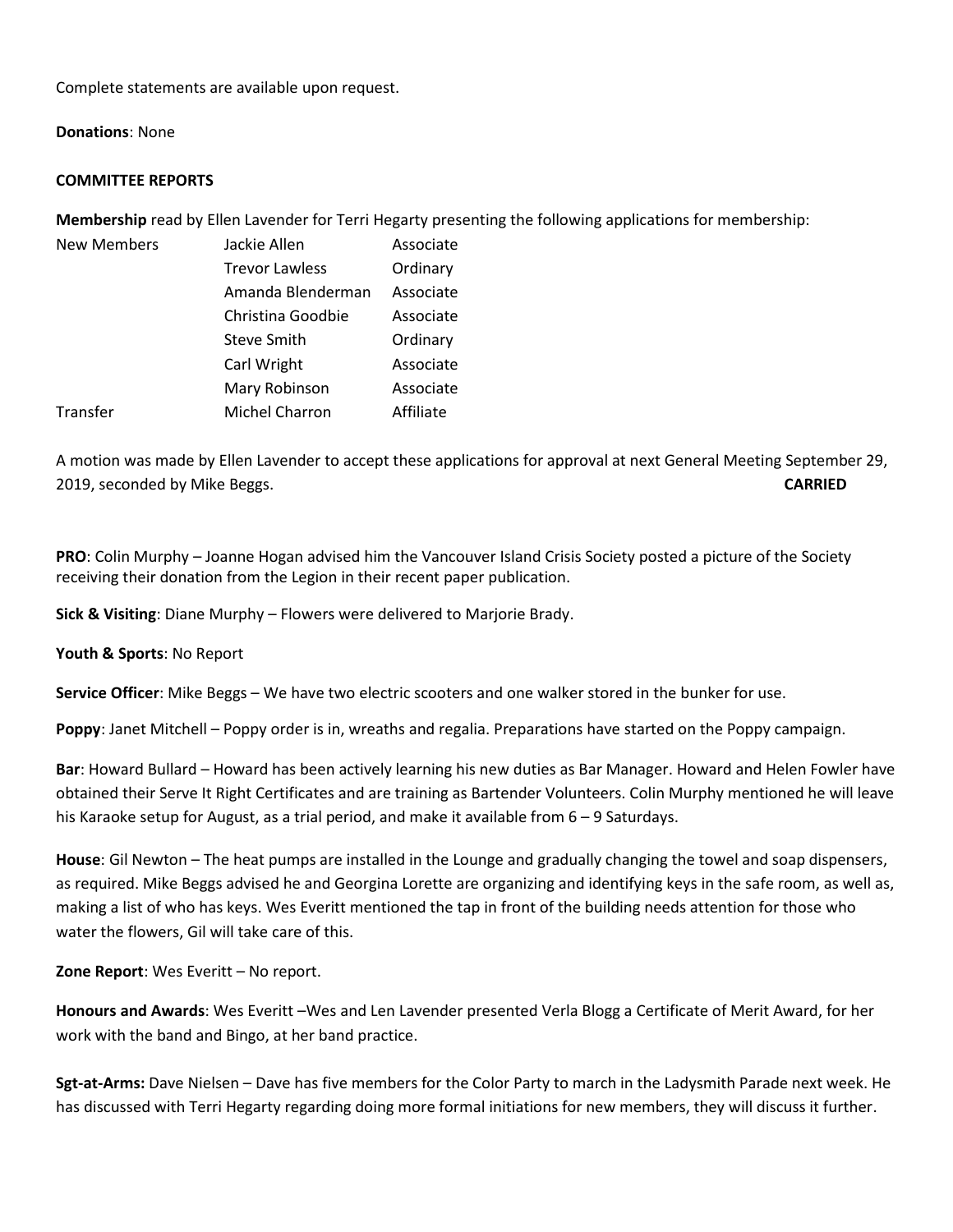Complete statements are available upon request.

**Donations**: None

**COMMITTEE REPORTS**

**Membership** read by Ellen Lavender for Terri Hegarty presenting the following applications for membership:

| | | |
|---|---|---|
| New Members | Jackie Allen | Associate |
| | Trevor Lawless | Ordinary |
| | Amanda Blenderman | Associate |
| | Christina Goodbie | Associate |
| | Steve Smith | Ordinary |
| | Carl Wright | Associate |
| | Mary Robinson | Associate |
| Transfer | Michel Charron | Affiliate |

A motion was made by Ellen Lavender to accept these applications for approval at next General Meeting September 29, 2019, seconded by Mike Beggs. **CARRIED**

**PRO**: Colin Murphy – Joanne Hogan advised him the Vancouver Island Crisis Society posted a picture of the Society receiving their donation from the Legion in their recent paper publication.

**Sick & Visiting**: Diane Murphy – Flowers were delivered to Marjorie Brady.

**Youth & Sports**: No Report

**Service Officer**: Mike Beggs – We have two electric scooters and one walker stored in the bunker for use.

**Poppy**: Janet Mitchell – Poppy order is in, wreaths and regalia. Preparations have started on the Poppy campaign.

**Bar**: Howard Bullard – Howard has been actively learning his new duties as Bar Manager. Howard and Helen Fowler have obtained their Serve It Right Certificates and are training as Bartender Volunteers. Colin Murphy mentioned he will leave his Karaoke setup for August, as a trial period, and make it available from 6 – 9 Saturdays.

**House**: Gil Newton – The heat pumps are installed in the Lounge and gradually changing the towel and soap dispensers, as required. Mike Beggs advised he and Georgina Lorette are organizing and identifying keys in the safe room, as well as, making a list of who has keys. Wes Everitt mentioned the tap in front of the building needs attention for those who water the flowers, Gil will take care of this.

**Zone Report**: Wes Everitt – No report.

**Honours and Awards**: Wes Everitt –Wes and Len Lavender presented Verla Blogg a Certificate of Merit Award, for her work with the band and Bingo, at her band practice.

**Sgt-at-Arms:** Dave Nielsen – Dave has five members for the Color Party to march in the Ladysmith Parade next week. He has discussed with Terri Hegarty regarding doing more formal initiations for new members, they will discuss it further.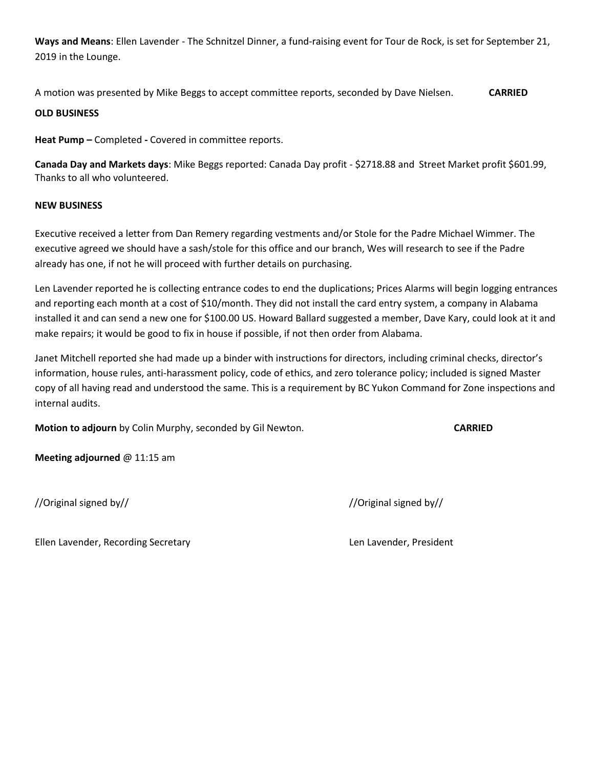**Ways and Means**: Ellen Lavender - The Schnitzel Dinner, a fund-raising event for Tour de Rock, is set for September 21, 2019 in the Lounge.

A motion was presented by Mike Beggs to accept committee reports, seconded by Dave Nielsen. **CARRIED**

**OLD BUSINESS**

**Heat Pump –** Completed **-** Covered in committee reports.

**Canada Day and Markets days**: Mike Beggs reported: Canada Day profit - $2718.88 and Street Market profit $601.99, Thanks to all who volunteered.

**NEW BUSINESS**

Executive received a letter from Dan Remery regarding vestments and/or Stole for the Padre Michael Wimmer. The executive agreed we should have a sash/stole for this office and our branch, Wes will research to see if the Padre already has one, if not he will proceed with further details on purchasing.

Len Lavender reported he is collecting entrance codes to end the duplications; Prices Alarms will begin logging entrances and reporting each month at a cost of $10/month. They did not install the card entry system, a company in Alabama installed it and can send a new one for $100.00 US. Howard Ballard suggested a member, Dave Kary, could look at it and make repairs; it would be good to fix in house if possible, if not then order from Alabama.

Janet Mitchell reported she had made up a binder with instructions for directors, including criminal checks, director's information, house rules, anti-harassment policy, code of ethics, and zero tolerance policy; included is signed Master copy of all having read and understood the same. This is a requirement by BC Yukon Command for Zone inspections and internal audits.

**Motion to adjourn** by Colin Murphy, seconded by Gil Newton. **CARRIED**

**Meeting adjourned** @ 11:15 am

//Original signed by//

Ellen Lavender, Recording Secretary

//Original signed by//

Len Lavender, President